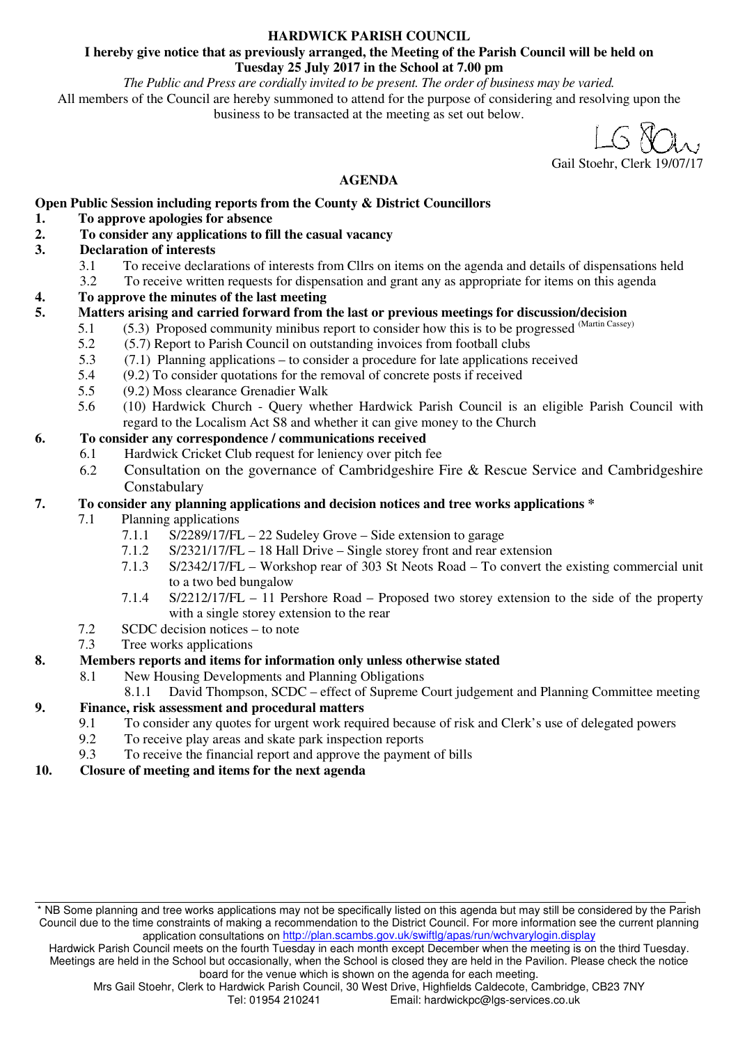**HARDWICK PARISH COUNCIL**

**I hereby give notice that as previously arranged, the Meeting of the Parish Council will be held on Tuesday 25 July 2017 in the School at 7.00 pm**

*The Public and Press are cordially invited to be present. The order of business may be varied.*

All members of the Council are hereby summoned to attend for the purpose of considering and resolving upon the business to be transacted at the meeting as set out below.

Gail Stoehr, Clerk 19/07/17

## AGENDA

**Open Public Session including reports from the County & District Councillors**

**1. To approve apologies for absence**

**2. To consider any applications to fill the casual vacancy**

**3. Declaration of interests**

- 3.1 To receive declarations of interests from Cllrs on items on the agenda and details of dispensations held
- 3.2 To receive written requests for dispensation and grant any as appropriate for items on this agenda

**4. To approve the minutes of the last meeting**

**5. Matters arising and carried forward from the last or previous meetings for discussion/decision**

- 5.1 (5.3) Proposed community minibus report to consider how this is to be progressed (Martin Cassey)
- 5.2 (5.7) Report to Parish Council on outstanding invoices from football clubs
- 5.3 (7.1) Planning applications – to consider a procedure for late applications received
- 5.4 (9.2) To consider quotations for the removal of concrete posts if received
- 5.5 (9.2) Moss clearance Grenadier Walk
- 5.6 (10) Hardwick Church - Query whether Hardwick Parish Council is an eligible Parish Council with regard to the Localism Act S8 and whether it can give money to the Church

**6. To consider any correspondence / communications received**

- 6.1 Hardwick Cricket Club request for leniency over pitch fee
- 6.2 Consultation on the governance of Cambridgeshire Fire & Rescue Service and Cambridgeshire Constabulary

**7. To consider any planning applications and decision notices and tree works applications ***

- 7.1 Planning applications
  - 7.1.1 S/2289/17/FL – 22 Sudeley Grove – Side extension to garage
  - 7.1.2 S/2321/17/FL – 18 Hall Drive – Single storey front and rear extension
  - 7.1.3 S/2342/17/FL – Workshop rear of 303 St Neots Road – To convert the existing commercial unit to a two bed bungalow
  - 7.1.4 S/2212/17/FL – 11 Pershore Road – Proposed two storey extension to the side of the property with a single storey extension to the rear
- 7.2 SCDC decision notices – to note
- 7.3 Tree works applications

**8. Members reports and items for information only unless otherwise stated**

- 8.1 New Housing Developments and Planning Obligations
  - 8.1.1 David Thompson, SCDC – effect of Supreme Court judgement and Planning Committee meeting

**9. Finance, risk assessment and procedural matters**

- 9.1 To consider any quotes for urgent work required because of risk and Clerk's use of delegated powers
- 9.2 To receive play areas and skate park inspection reports
- 9.3 To receive the financial report and approve the payment of bills

**10. Closure of meeting and items for the next agenda**

---

* NB Some planning and tree works applications may not be specifically listed on this agenda but may still be considered by the Parish Council due to the time constraints of making a recommendation to the District Council. For more information see the current planning application consultations on http://plan.scambs.gov.uk/swiftlg/apas/run/wchvarylogin.display

Hardwick Parish Council meets on the fourth Tuesday in each month except December when the meeting is on the third Tuesday. Meetings are held in the School but occasionally, when the School is closed they are held in the Pavilion. Please check the notice board for the venue which is shown on the agenda for each meeting.

Mrs Gail Stoehr, Clerk to Hardwick Parish Council, 30 West Drive, Highfields Caldecote, Cambridge, CB23 7NY
Tel: 01954 210241 Email: hardwickpc@lgs-services.co.uk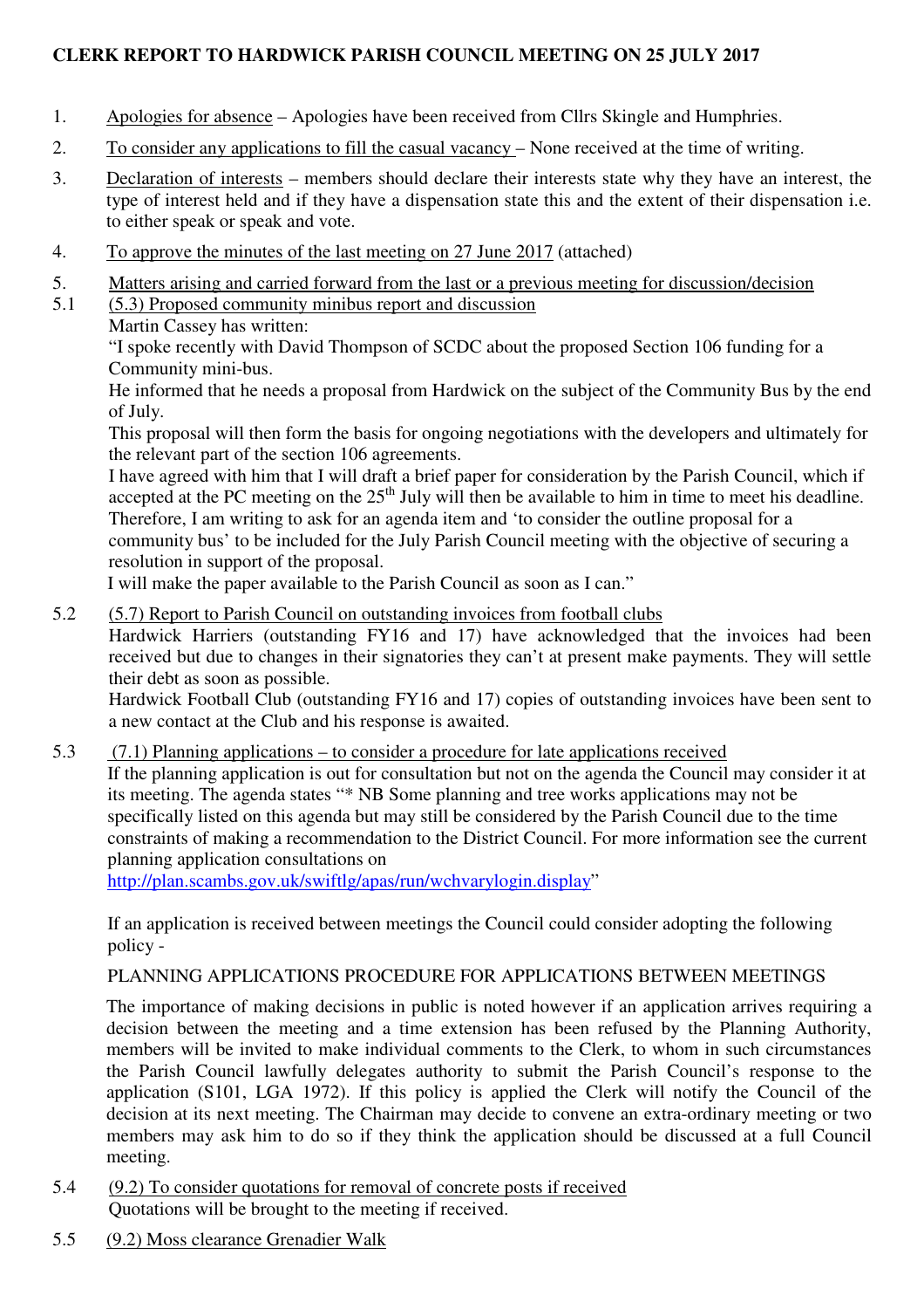**CLERK REPORT TO HARDWICK PARISH COUNCIL MEETING ON 25 JULY 2017**

1. Apologies for absence – Apologies have been received from Cllrs Skingle and Humphries.

2. To consider any applications to fill the casual vacancy – None received at the time of writing.

3. Declaration of interests – members should declare their interests state why they have an interest, the type of interest held and if they have a dispensation state this and the extent of their dispensation i.e. to either speak or speak and vote.

4. To approve the minutes of the last meeting on 27 June 2017 (attached)

5. Matters arising and carried forward from the last or a previous meeting for discussion/decision

5.1 (5.3) Proposed community minibus report and discussion

Martin Cassey has written:

"I spoke recently with David Thompson of SCDC about the proposed Section 106 funding for a Community mini-bus.

He informed that he needs a proposal from Hardwick on the subject of the Community Bus by the end of July.

This proposal will then form the basis for ongoing negotiations with the developers and ultimately for the relevant part of the section 106 agreements.

I have agreed with him that I will draft a brief paper for consideration by the Parish Council, which if accepted at the PC meeting on the 25th July will then be available to him in time to meet his deadline. Therefore, I am writing to ask for an agenda item and 'to consider the outline proposal for a community bus' to be included for the July Parish Council meeting with the objective of securing a resolution in support of the proposal.

I will make the paper available to the Parish Council as soon as I can."

5.2 (5.7) Report to Parish Council on outstanding invoices from football clubs

Hardwick Harriers (outstanding FY16 and 17) have acknowledged that the invoices had been received but due to changes in their signatories they can't at present make payments. They will settle their debt as soon as possible.

Hardwick Football Club (outstanding FY16 and 17) copies of outstanding invoices have been sent to a new contact at the Club and his response is awaited.

5.3 (7.1) Planning applications – to consider a procedure for late applications received

If the planning application is out for consultation but not on the agenda the Council may consider it at its meeting. The agenda states "* NB Some planning and tree works applications may not be specifically listed on this agenda but may still be considered by the Parish Council due to the time constraints of making a recommendation to the District Council. For more information see the current planning application consultations on http://plan.scambs.gov.uk/swiftlg/apas/run/wchvarylogin.display"

If an application is received between meetings the Council could consider adopting the following policy -

PLANNING APPLICATIONS PROCEDURE FOR APPLICATIONS BETWEEN MEETINGS

The importance of making decisions in public is noted however if an application arrives requiring a decision between the meeting and a time extension has been refused by the Planning Authority, members will be invited to make individual comments to the Clerk, to whom in such circumstances the Parish Council lawfully delegates authority to submit the Parish Council's response to the application (S101, LGA 1972). If this policy is applied the Clerk will notify the Council of the decision at its next meeting. The Chairman may decide to convene an extra-ordinary meeting or two members may ask him to do so if they think the application should be discussed at a full Council meeting.

5.4 (9.2) To consider quotations for removal of concrete posts if received

Quotations will be brought to the meeting if received.

5.5 (9.2) Moss clearance Grenadier Walk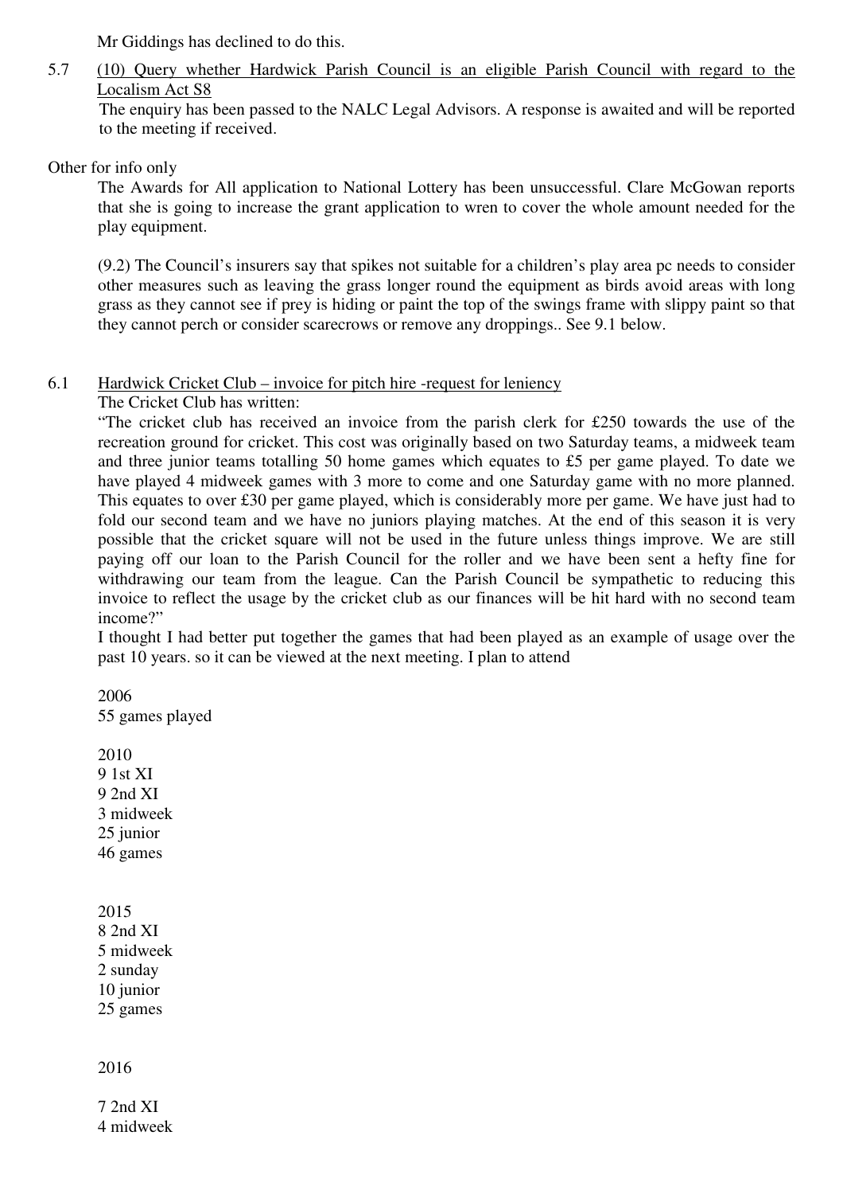Mr Giddings has declined to do this.

5.7 <u>(10) Query whether Hardwick Parish Council is an eligible Parish Council with regard to the Localism Act S8</u>

The enquiry has been passed to the NALC Legal Advisors. A response is awaited and will be reported to the meeting if received.

Other for info only

The Awards for All application to National Lottery has been unsuccessful. Clare McGowan reports that she is going to increase the grant application to wren to cover the whole amount needed for the play equipment.

(9.2) The Council's insurers say that spikes not suitable for a children's play area pc needs to consider other measures such as leaving the grass longer round the equipment as birds avoid areas with long grass as they cannot see if prey is hiding or paint the top of the swings frame with slippy paint so that they cannot perch or consider scarecrows or remove any droppings.. See 9.1 below.

6.1 <u>Hardwick Cricket Club – invoice for pitch hire -request for leniency</u>

The Cricket Club has written:

"The cricket club has received an invoice from the parish clerk for £250 towards the use of the recreation ground for cricket. This cost was originally based on two Saturday teams, a midweek team and three junior teams totalling 50 home games which equates to £5 per game played. To date we have played 4 midweek games with 3 more to come and one Saturday game with no more planned. This equates to over £30 per game played, which is considerably more per game. We have just had to fold our second team and we have no juniors playing matches. At the end of this season it is very possible that the cricket square will not be used in the future unless things improve. We are still paying off our loan to the Parish Council for the roller and we have been sent a hefty fine for withdrawing our team from the league. Can the Parish Council be sympathetic to reducing this invoice to reflect the usage by the cricket club as our finances will be hit hard with no second team income?"

I thought I had better put together the games that had been played as an example of usage over the past 10 years. so it can be viewed at the next meeting. I plan to attend

2006
55 games played

2010
9 1st XI
9 2nd XI
3 midweek
25 junior
46 games

2015
8 2nd XI
5 midweek
2 sunday
10 junior
25 games

2016

7 2nd XI
4 midweek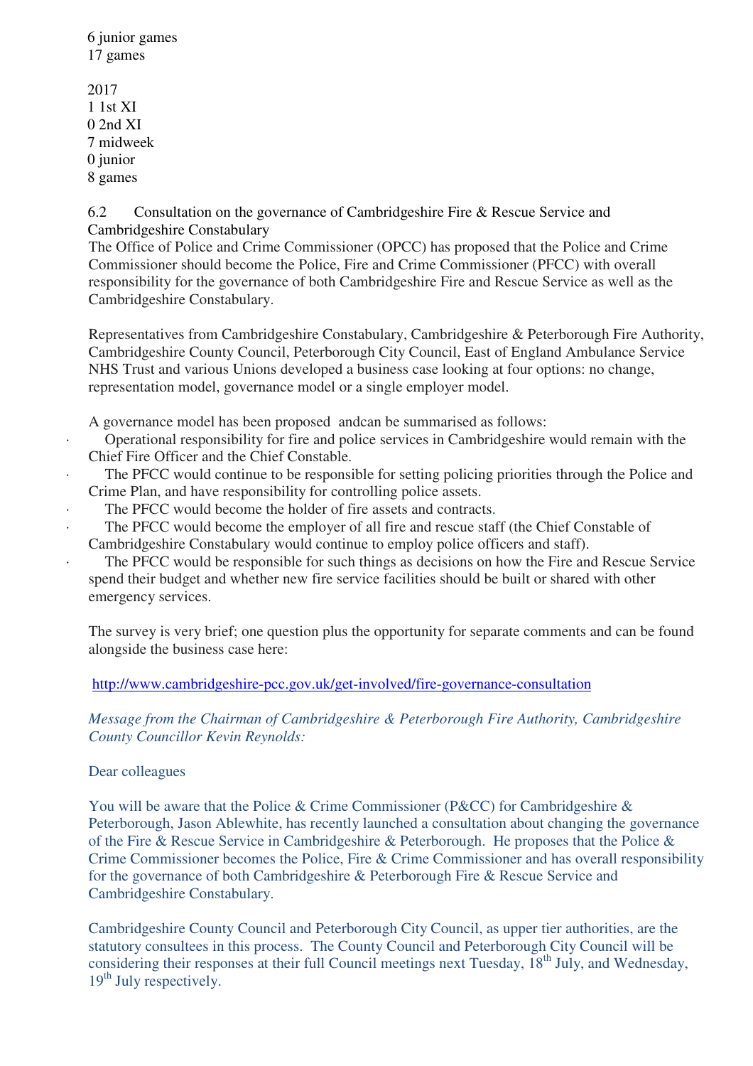6 junior games
17 games

2017
1 1st XI
0 2nd XI
7 midweek
0 junior
8 games

6.2 Consultation on the governance of Cambridgeshire Fire & Rescue Service and Cambridgeshire Constabulary

The Office of Police and Crime Commissioner (OPCC) has proposed that the Police and Crime Commissioner should become the Police, Fire and Crime Commissioner (PFCC) with overall responsibility for the governance of both Cambridgeshire Fire and Rescue Service as well as the Cambridgeshire Constabulary.

Representatives from Cambridgeshire Constabulary, Cambridgeshire & Peterborough Fire Authority, Cambridgeshire County Council, Peterborough City Council, East of England Ambulance Service NHS Trust and various Unions developed a business case looking at four options: no change, representation model, governance model or a single employer model.

A governance model has been proposed andcan be summarised as follows:

- Operational responsibility for fire and police services in Cambridgeshire would remain with the Chief Fire Officer and the Chief Constable.
- The PFCC would continue to be responsible for setting policing priorities through the Police and Crime Plan, and have responsibility for controlling police assets.
- The PFCC would become the holder of fire assets and contracts.
- The PFCC would become the employer of all fire and rescue staff (the Chief Constable of Cambridgeshire Constabulary would continue to employ police officers and staff).
- The PFCC would be responsible for such things as decisions on how the Fire and Rescue Service spend their budget and whether new fire service facilities should be built or shared with other emergency services.

The survey is very brief; one question plus the opportunity for separate comments and can be found alongside the business case here:

http://www.cambridgeshire-pcc.gov.uk/get-involved/fire-governance-consultation

*Message from the Chairman of Cambridgeshire & Peterborough Fire Authority, Cambridgeshire County Councillor Kevin Reynolds:*

Dear colleagues

You will be aware that the Police & Crime Commissioner (P&CC) for Cambridgeshire & Peterborough, Jason Ablewhite, has recently launched a consultation about changing the governance of the Fire & Rescue Service in Cambridgeshire & Peterborough. He proposes that the Police & Crime Commissioner becomes the Police, Fire & Crime Commissioner and has overall responsibility for the governance of both Cambridgeshire & Peterborough Fire & Rescue Service and Cambridgeshire Constabulary.

Cambridgeshire County Council and Peterborough City Council, as upper tier authorities, are the statutory consultees in this process. The County Council and Peterborough City Council will be considering their responses at their full Council meetings next Tuesday, 18th July, and Wednesday, 19th July respectively.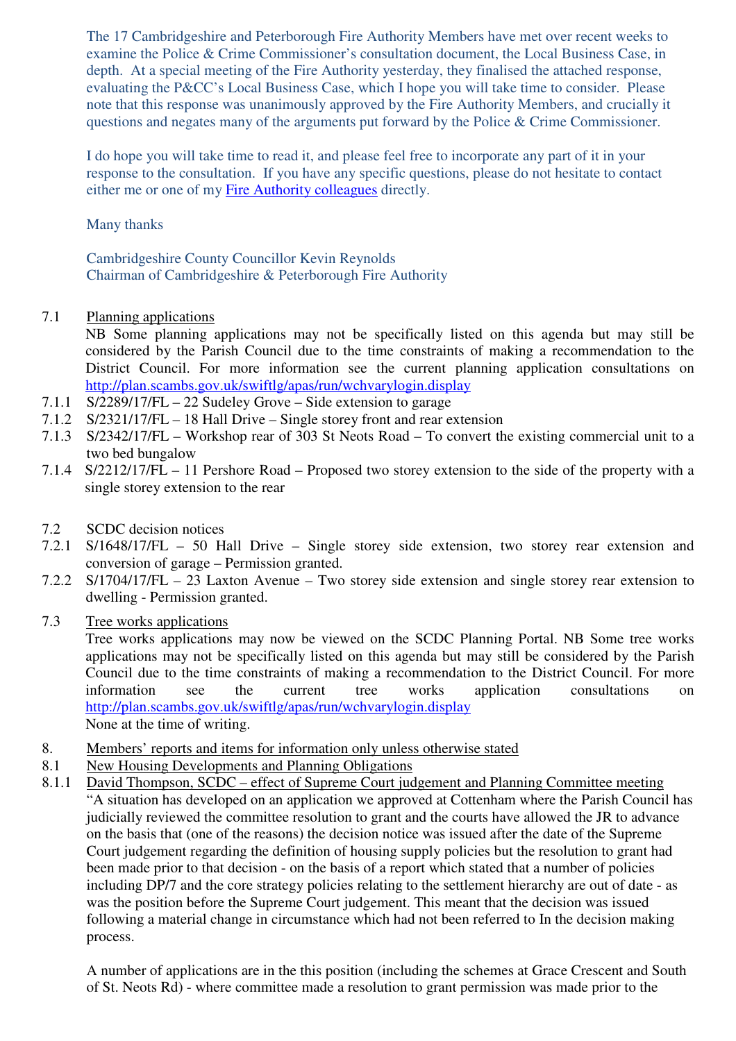The 17 Cambridgeshire and Peterborough Fire Authority Members have met over recent weeks to examine the Police & Crime Commissioner's consultation document, the Local Business Case, in depth. At a special meeting of the Fire Authority yesterday, they finalised the attached response, evaluating the P&CC's Local Business Case, which I hope you will take time to consider. Please note that this response was unanimously approved by the Fire Authority Members, and crucially it questions and negates many of the arguments put forward by the Police & Crime Commissioner.

I do hope you will take time to read it, and please feel free to incorporate any part of it in your response to the consultation. If you have any specific questions, please do not hesitate to contact either me or one of my Fire Authority colleagues directly.

Many thanks

Cambridgeshire County Councillor Kevin Reynolds
Chairman of Cambridgeshire & Peterborough Fire Authority

7.1 Planning applications

NB Some planning applications may not be specifically listed on this agenda but may still be considered by the Parish Council due to the time constraints of making a recommendation to the District Council. For more information see the current planning application consultations on http://plan.scambs.gov.uk/swiftlg/apas/run/wchvarylogin.display

7.1.1 S/2289/17/FL – 22 Sudeley Grove – Side extension to garage

7.1.2 S/2321/17/FL – 18 Hall Drive – Single storey front and rear extension

7.1.3 S/2342/17/FL – Workshop rear of 303 St Neots Road – To convert the existing commercial unit to a two bed bungalow

7.1.4 S/2212/17/FL – 11 Pershore Road – Proposed two storey extension to the side of the property with a single storey extension to the rear

7.2 SCDC decision notices

7.2.1 S/1648/17/FL – 50 Hall Drive – Single storey side extension, two storey rear extension and conversion of garage – Permission granted.

7.2.2 S/1704/17/FL – 23 Laxton Avenue – Two storey side extension and single storey rear extension to dwelling - Permission granted.

7.3 Tree works applications

Tree works applications may now be viewed on the SCDC Planning Portal. NB Some tree works applications may not be specifically listed on this agenda but may still be considered by the Parish Council due to the time constraints of making a recommendation to the District Council. For more information see the current tree works application consultations on http://plan.scambs.gov.uk/swiftlg/apas/run/wchvarylogin.display

None at the time of writing.

8. Members' reports and items for information only unless otherwise stated

8.1 New Housing Developments and Planning Obligations

8.1.1 David Thompson, SCDC – effect of Supreme Court judgement and Planning Committee meeting

"A situation has developed on an application we approved at Cottenham where the Parish Council has judicially reviewed the committee resolution to grant and the courts have allowed the JR to advance on the basis that (one of the reasons) the decision notice was issued after the date of the Supreme Court judgement regarding the definition of housing supply policies but the resolution to grant had been made prior to that decision - on the basis of a report which stated that a number of policies including DP/7 and the core strategy policies relating to the settlement hierarchy are out of date - as was the position before the Supreme Court judgement. This meant that the decision was issued following a material change in circumstance which had not been referred to In the decision making process.

A number of applications are in the this position (including the schemes at Grace Crescent and South of St. Neots Rd) - where committee made a resolution to grant permission was made prior to the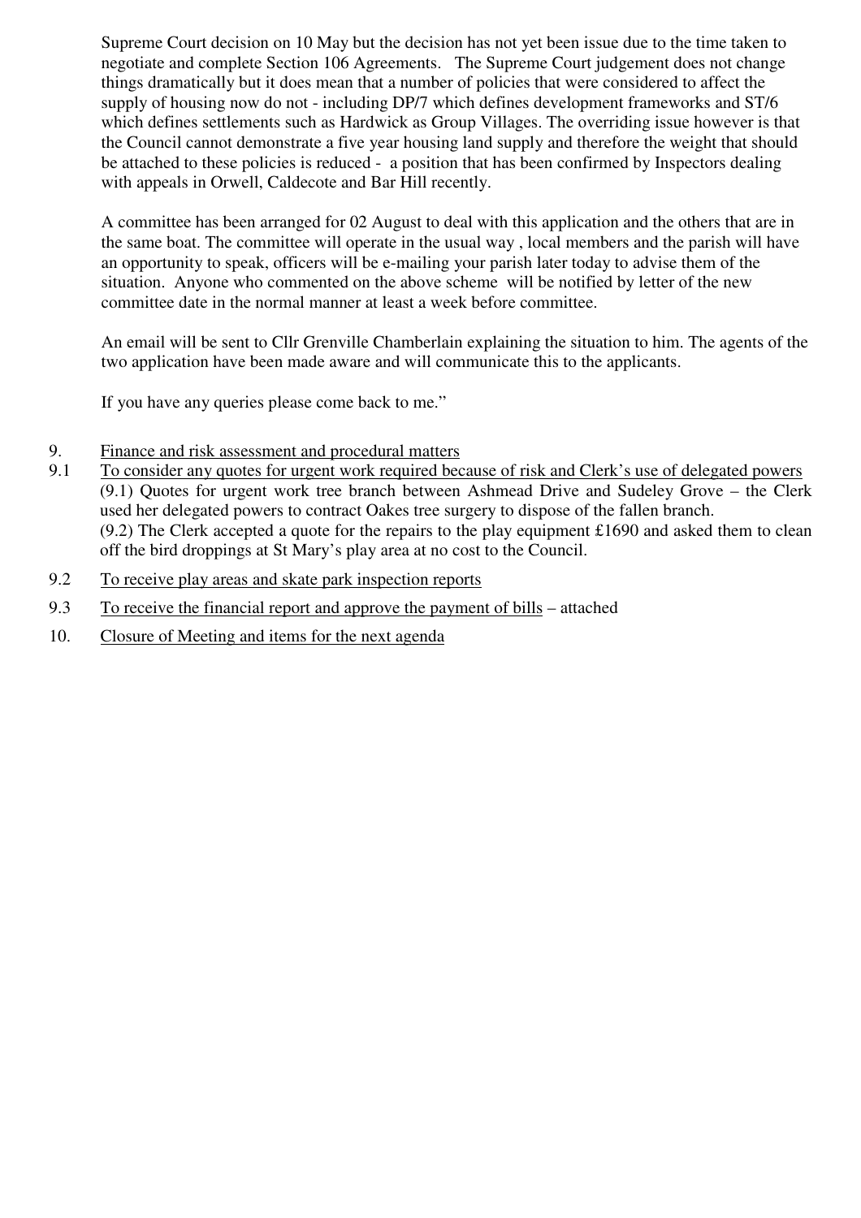Supreme Court decision on 10 May but the decision has not yet been issue due to the time taken to negotiate and complete Section 106 Agreements. The Supreme Court judgement does not change things dramatically but it does mean that a number of policies that were considered to affect the supply of housing now do not - including DP/7 which defines development frameworks and ST/6 which defines settlements such as Hardwick as Group Villages. The overriding issue however is that the Council cannot demonstrate a five year housing land supply and therefore the weight that should be attached to these policies is reduced - a position that has been confirmed by Inspectors dealing with appeals in Orwell, Caldecote and Bar Hill recently.

A committee has been arranged for 02 August to deal with this application and the others that are in the same boat. The committee will operate in the usual way , local members and the parish will have an opportunity to speak, officers will be e-mailing your parish later today to advise them of the situation. Anyone who commented on the above scheme will be notified by letter of the new committee date in the normal manner at least a week before committee.

An email will be sent to Cllr Grenville Chamberlain explaining the situation to him. The agents of the two application have been made aware and will communicate this to the applicants.

If you have any queries please come back to me."

9. Finance and risk assessment and procedural matters

9.1 To consider any quotes for urgent work required because of risk and Clerk's use of delegated powers
(9.1) Quotes for urgent work tree branch between Ashmead Drive and Sudeley Grove – the Clerk used her delegated powers to contract Oakes tree surgery to dispose of the fallen branch.
(9.2) The Clerk accepted a quote for the repairs to the play equipment £1690 and asked them to clean off the bird droppings at St Mary's play area at no cost to the Council.

9.2 To receive play areas and skate park inspection reports

9.3 To receive the financial report and approve the payment of bills – attached

10. Closure of Meeting and items for the next agenda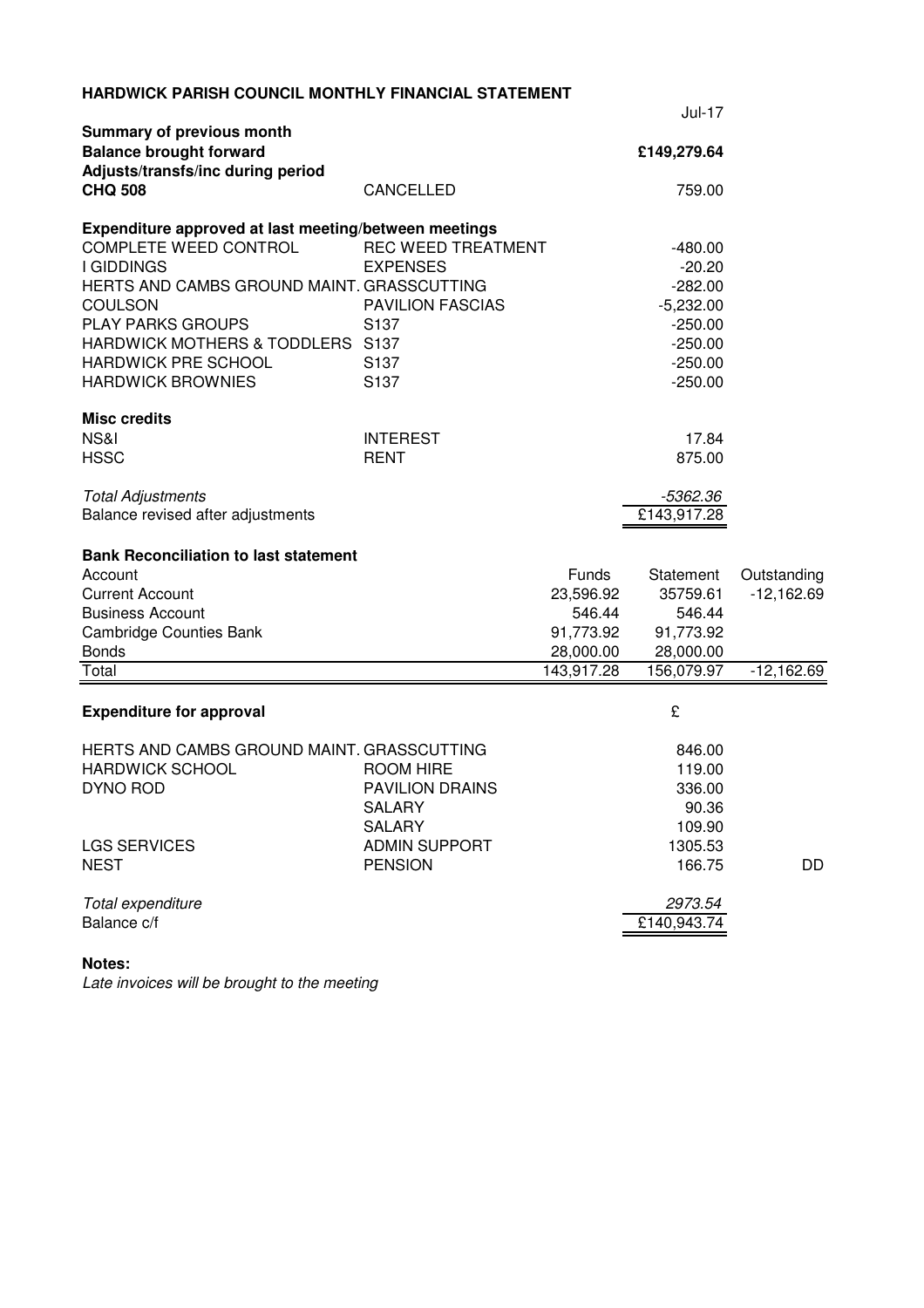# HARDWICK PARISH COUNCIL MONTHLY FINANCIAL STATEMENT

Jul-17

| | | | | |
|---|---|---|---|---|
| **Summary of previous month** | | | | |
| **Balance brought forward** | | | **£149,279.64** | |
| **Adjusts/transfs/inc during period** | | | | |
| **CHQ 508** | CANCELLED | | 759.00 | |
| | | | | |
| **Expenditure approved at last meeting/between meetings** | | | | |
| COMPLETE WEED CONTROL | REC WEED TREATMENT | | -480.00 | |
| I GIDDINGS | EXPENSES | | -20.20 | |
| HERTS AND CAMBS GROUND MAINT. | GRASSCUTTING | | -282.00 | |
| COULSON | PAVILION FASCIAS | | -5,232.00 | |
| PLAY PARKS GROUPS | S137 | | -250.00 | |
| HARDWICK MOTHERS & TODDLERS | S137 | | -250.00 | |
| HARDWICK PRE SCHOOL | S137 | | -250.00 | |
| HARDWICK BROWNIES | S137 | | -250.00 | |
| | | | | |
| **Misc credits** | | | | |
| NS&I | INTEREST | | 17.84 | |
| HSSC | RENT | | 875.00 | |
| | | | | |
| *Total Adjustments* | | | *-5362.36* | |
| Balance revised after adjustments | | | £143,917.28 | |
| | | | | |
| **Bank Reconciliation to last statement** | | | | |
| Account | | Funds | Statement | Outstanding |
| Current Account | | 23,596.92 | 35759.61 | -12,162.69 |
| Business Account | | 546.44 | 546.44 | |
| Cambridge Counties Bank | | 91,773.92 | 91,773.92 | |
| Bonds | | 28,000.00 | 28,000.00 | |
| Total | | 143,917.28 | 156,079.97 | -12,162.69 |
| | | | | |
| **Expenditure for approval** | | | £ | |
| | | | | |
| HERTS AND CAMBS GROUND MAINT. | GRASSCUTTING | | 846.00 | |
| HARDWICK SCHOOL | ROOM HIRE | | 119.00 | |
| DYNO ROD | PAVILION DRAINS | | 336.00 | |
| | SALARY | | 90.36 | |
| | SALARY | | 109.90 | |
| LGS SERVICES | ADMIN SUPPORT | | 1305.53 | |
| NEST | PENSION | | 166.75 | DD |
| | | | | |
| *Total expenditure* | | | *2973.54* | |
| Balance c/f | | | £140,943.74 | |

**Notes:**

*Late invoices will be brought to the meeting*